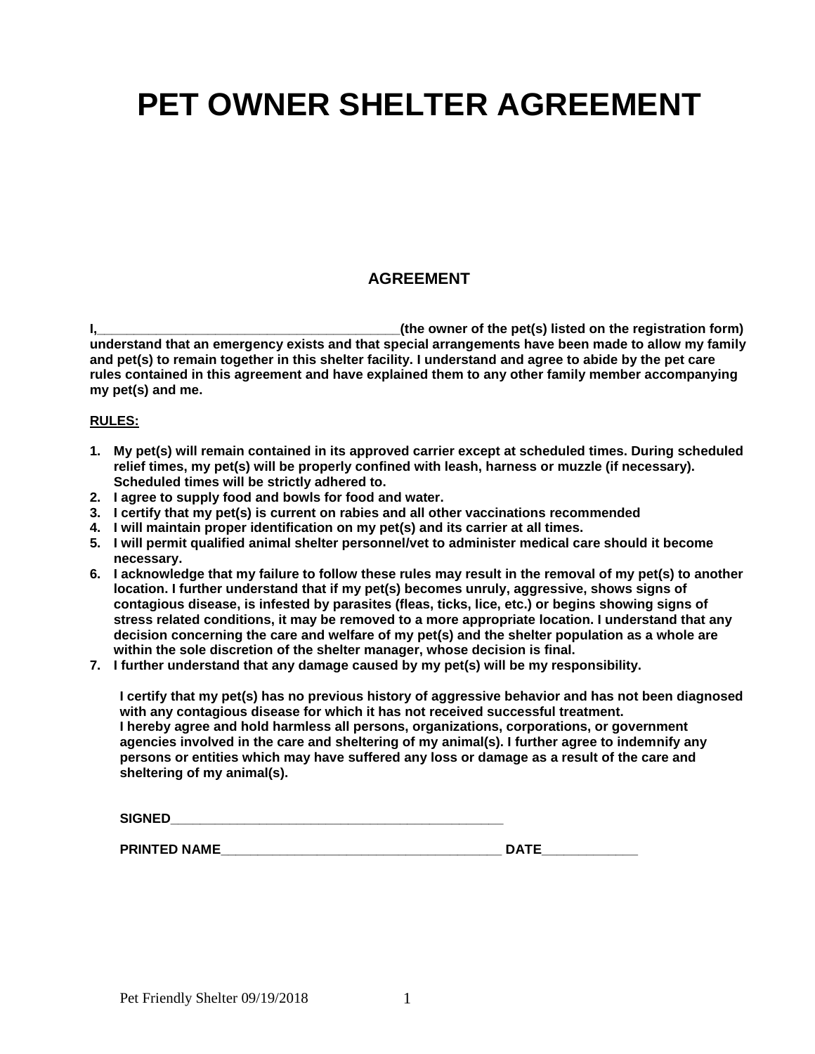# PET OWNER SHELTER AGREEMENT

## AGREEMENT

**I,_______________________________________(the owner of the pet(s) listed on the registration form) understand that an emergency exists and that special arrangements have been made to allow my family and pet(s) to remain together in this shelter facility. I understand and agree to abide by the pet care rules contained in this agreement and have explained them to any other family member accompanying my pet(s) and me.**

**RULES:**

1. **My pet(s) will remain contained in its approved carrier except at scheduled times. During scheduled relief times, my pet(s) will be properly confined with leash, harness or muzzle (if necessary). Scheduled times will be strictly adhered to.**
2. **I agree to supply food and bowls for food and water.**
3. **I certify that my pet(s) is current on rabies and all other vaccinations recommended**
4. **I will maintain proper identification on my pet(s) and its carrier at all times.**
5. **I will permit qualified animal shelter personnel/vet to administer medical care should it become necessary.**
6. **I acknowledge that my failure to follow these rules may result in the removal of my pet(s) to another location. I further understand that if my pet(s) becomes unruly, aggressive, shows signs of contagious disease, is infested by parasites (fleas, ticks, lice, etc.) or begins showing signs of stress related conditions, it may be removed to a more appropriate location. I understand that any decision concerning the care and welfare of my pet(s) and the shelter population as a whole are within the sole discretion of the shelter manager, whose decision is final.**
7. **I further understand that any damage caused by my pet(s) will be my responsibility.**

**I certify that my pet(s) has no previous history of aggressive behavior and has not been diagnosed with any contagious disease for which it has not received successful treatment.**
**I hereby agree and hold harmless all persons, organizations, corporations, or government agencies involved in the care and sheltering of my animal(s). I further agree to indemnify any persons or entities which may have suffered any loss or damage as a result of the care and sheltering of my animal(s).**

**SIGNED_______________________________________________**

**PRINTED NAME________________________________________ DATE_____________**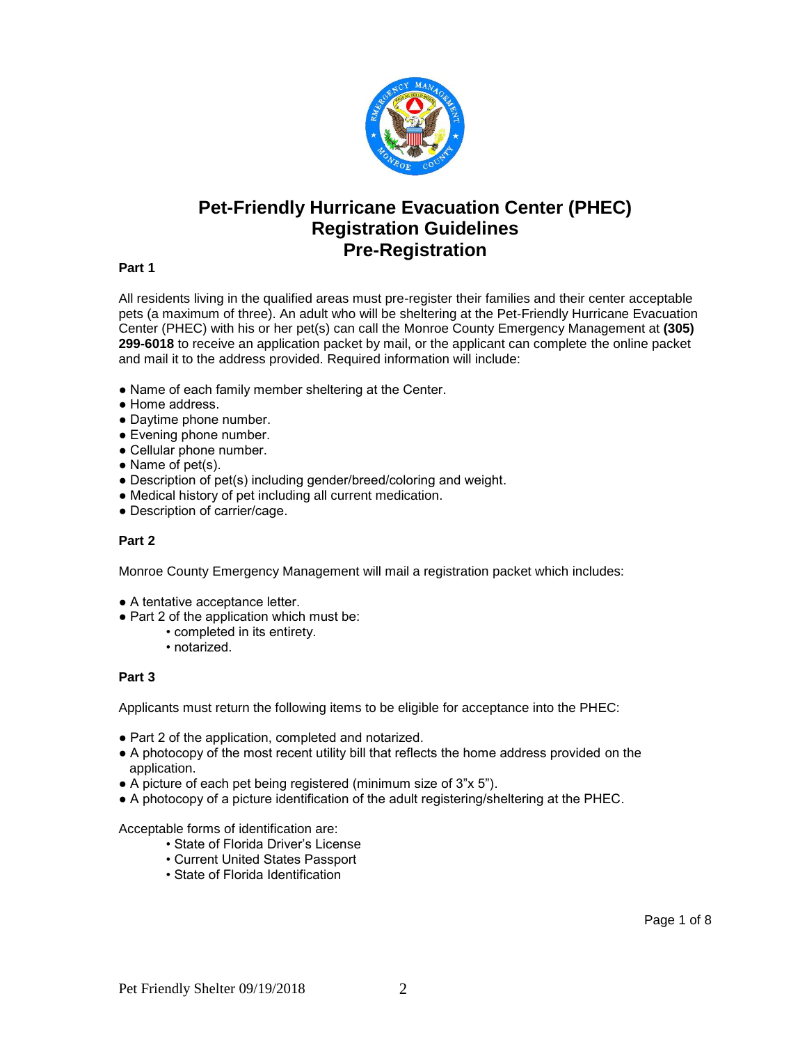# Pet-Friendly Hurricane Evacuation Center (PHEC)
# Registration Guidelines
# Pre-Registration

**Part 1**

All residents living in the qualified areas must pre-register their families and their center acceptable pets (a maximum of three). An adult who will be sheltering at the Pet-Friendly Hurricane Evacuation Center (PHEC) with his or her pet(s) can call the Monroe County Emergency Management at **(305) 299-6018** to receive an application packet by mail, or the applicant can complete the online packet and mail it to the address provided. Required information will include:

- Name of each family member sheltering at the Center.
- Home address.
- Daytime phone number.
- Evening phone number.
- Cellular phone number.
- Name of pet(s).
- Description of pet(s) including gender/breed/coloring and weight.
- Medical history of pet including all current medication.
- Description of carrier/cage.

**Part 2**

Monroe County Emergency Management will mail a registration packet which includes:

- A tentative acceptance letter.
- Part 2 of the application which must be:
    - completed in its entirety.
    - notarized.

**Part 3**

Applicants must return the following items to be eligible for acceptance into the PHEC:

- Part 2 of the application, completed and notarized.
- A photocopy of the most recent utility bill that reflects the home address provided on the application.
- A picture of each pet being registered (minimum size of 3"x 5").
- A photocopy of a picture identification of the adult registering/sheltering at the PHEC.

Acceptable forms of identification are:

- State of Florida Driver's License
- Current United States Passport
- State of Florida Identification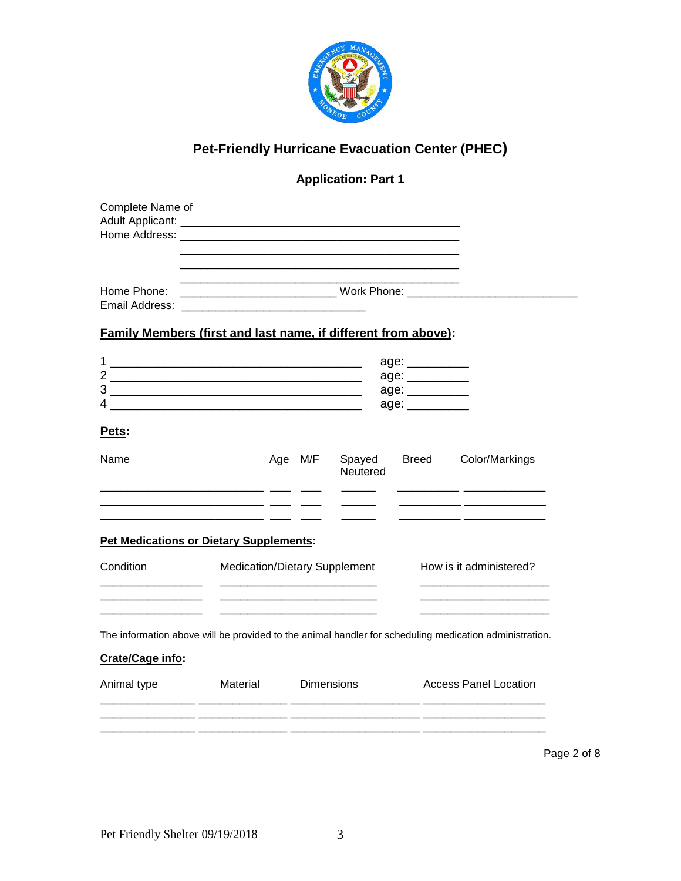# Pet-Friendly Hurricane Evacuation Center (PHEC)

## Application: Part 1

Complete Name of Adult Applicant: ___________________________________________

Home Address: ___________________________________________

___________________________________________

___________________________________________

___________________________________________

Home Phone: ________________________ Work Phone: __________________________

Email Address: ____________________________

**Family Members (first and last name, if different from above):**

1 ______________________________________ age: _________

2 ______________________________________ age: _________

3 ______________________________________ age: _________

4 ______________________________________ age: _________

**Pets:**

| Name | Age | M/F | Spayed Neutered | Breed | Color/Markings |
|---|---|---|---|---|---|
| | | | | | |
| | | | | | |
| | | | | | |

**Pet Medications or Dietary Supplements:**

| Condition | Medication/Dietary Supplement | How is it administered? |
|---|---|---|
| | | |
| | | |
| | | |

The information above will be provided to the animal handler for scheduling medication administration.

**Crate/Cage info:**

| Animal type | Material | Dimensions | Access Panel Location |
|---|---|---|---|
| | | | |
| | | | |
| | | | |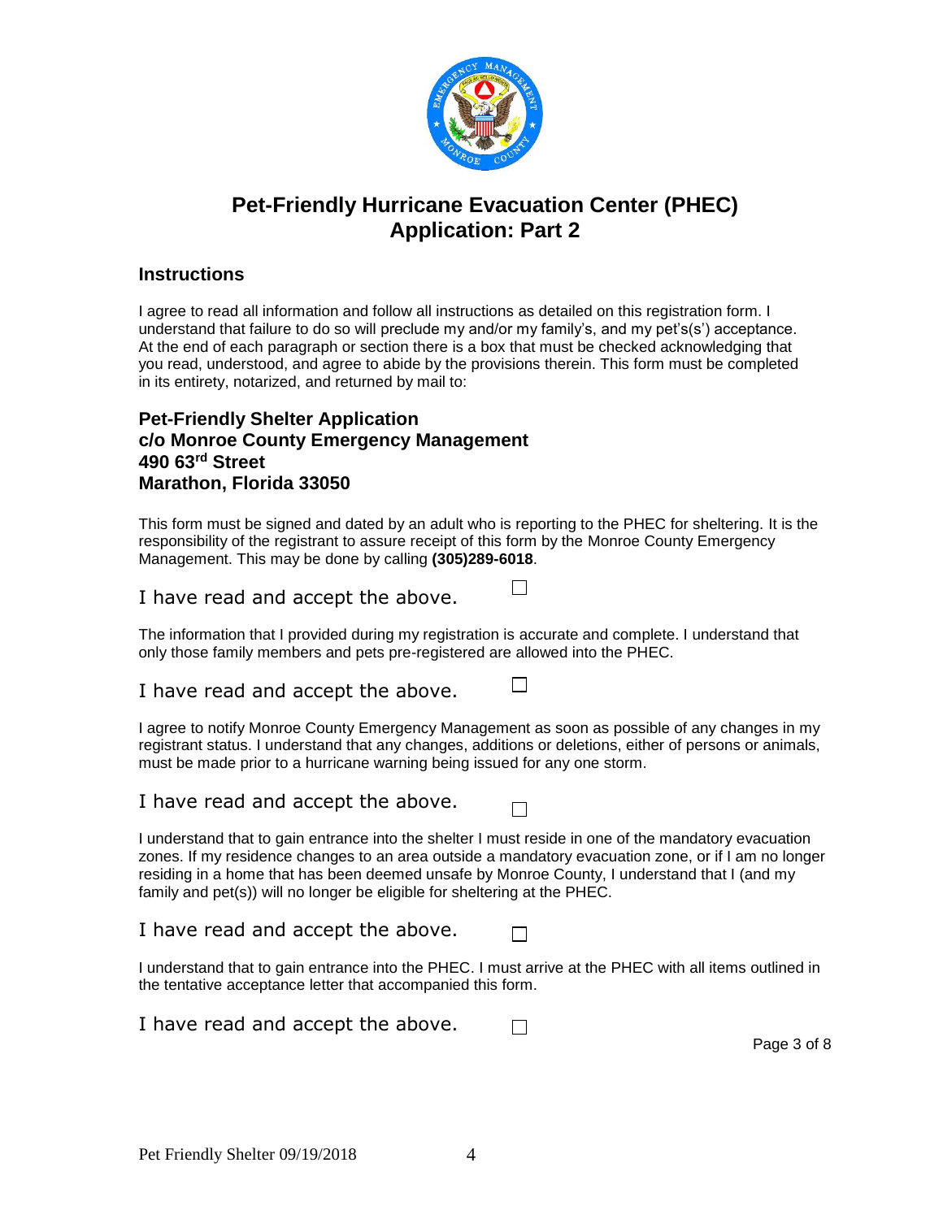# Pet-Friendly Hurricane Evacuation Center (PHEC) Application: Part 2

## Instructions

I agree to read all information and follow all instructions as detailed on this registration form. I understand that failure to do so will preclude my and/or my family's, and my pet's(s') acceptance. At the end of each paragraph or section there is a box that must be checked acknowledging that you read, understood, and agree to abide by the provisions therein. This form must be completed in its entirety, notarized, and returned by mail to:

**Pet-Friendly Shelter Application**
**c/o Monroe County Emergency Management**
**490 63rd Street**
**Marathon, Florida 33050**

This form must be signed and dated by an adult who is reporting to the PHEC for sheltering. It is the responsibility of the registrant to assure receipt of this form by the Monroe County Emergency Management. This may be done by calling **(305)289-6018**.

I have read and accept the above. ☐

The information that I provided during my registration is accurate and complete. I understand that only those family members and pets pre-registered are allowed into the PHEC.

I have read and accept the above. ☐

I agree to notify Monroe County Emergency Management as soon as possible of any changes in my registrant status. I understand that any changes, additions or deletions, either of persons or animals, must be made prior to a hurricane warning being issued for any one storm.

I have read and accept the above. ☐

I understand that to gain entrance into the shelter I must reside in one of the mandatory evacuation zones. If my residence changes to an area outside a mandatory evacuation zone, or if I am no longer residing in a home that has been deemed unsafe by Monroe County, I understand that I (and my family and pet(s)) will no longer be eligible for sheltering at the PHEC.

I have read and accept the above. ☐

I understand that to gain entrance into the PHEC. I must arrive at the PHEC with all items outlined in the tentative acceptance letter that accompanied this form.

I have read and accept the above. ☐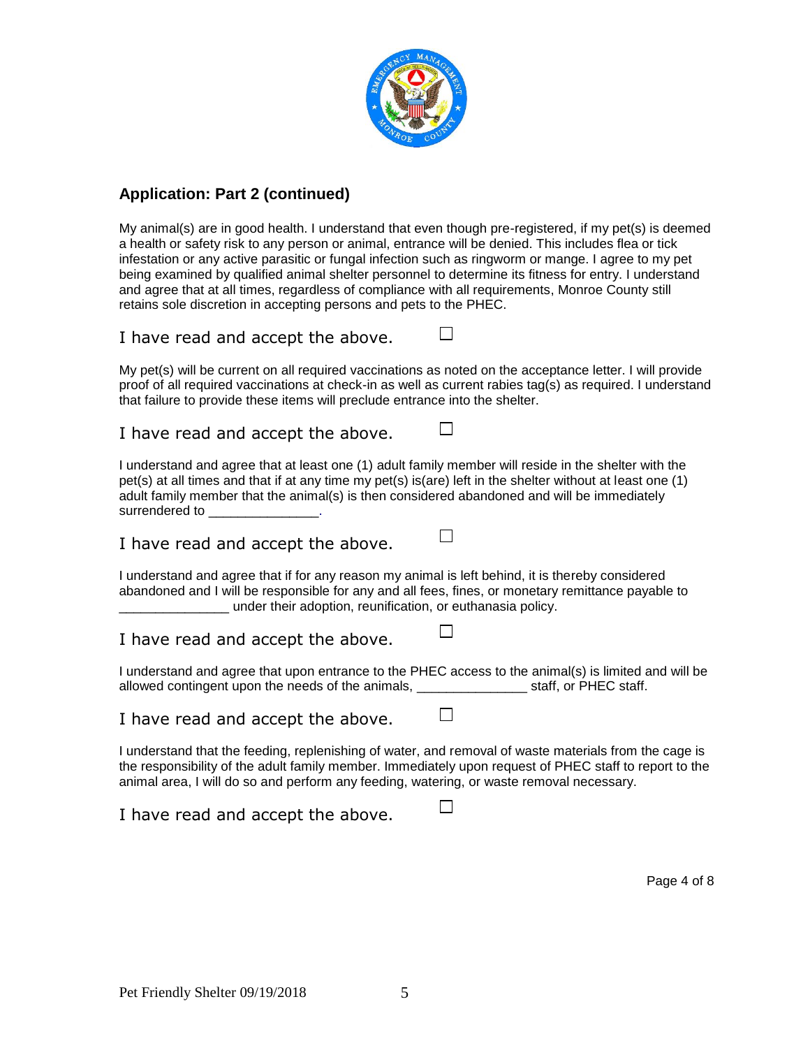## Application: Part 2 (continued)

My animal(s) are in good health. I understand that even though pre-registered, if my pet(s) is deemed a health or safety risk to any person or animal, entrance will be denied. This includes flea or tick infestation or any active parasitic or fungal infection such as ringworm or mange. I agree to my pet being examined by qualified animal shelter personnel to determine its fitness for entry. I understand and agree that at all times, regardless of compliance with all requirements, Monroe County still retains sole discretion in accepting persons and pets to the PHEC.

I have read and accept the above. ☐

My pet(s) will be current on all required vaccinations as noted on the acceptance letter. I will provide proof of all required vaccinations at check-in as well as current rabies tag(s) as required. I understand that failure to provide these items will preclude entrance into the shelter.

I have read and accept the above. ☐

I understand and agree that at least one (1) adult family member will reside in the shelter with the pet(s) at all times and that if at any time my pet(s) is(are) left in the shelter without at least one (1) adult family member that the animal(s) is then considered abandoned and will be immediately surrendered to _______________.

I have read and accept the above. ☐

I understand and agree that if for any reason my animal is left behind, it is thereby considered abandoned and I will be responsible for any and all fees, fines, or monetary remittance payable to _______________ under their adoption, reunification, or euthanasia policy.

I have read and accept the above. ☐

I understand and agree that upon entrance to the PHEC access to the animal(s) is limited and will be allowed contingent upon the needs of the animals, _______________ staff, or PHEC staff.

I have read and accept the above. ☐

I understand that the feeding, replenishing of water, and removal of waste materials from the cage is the responsibility of the adult family member. Immediately upon request of PHEC staff to report to the animal area, I will do so and perform any feeding, watering, or waste removal necessary.

I have read and accept the above. ☐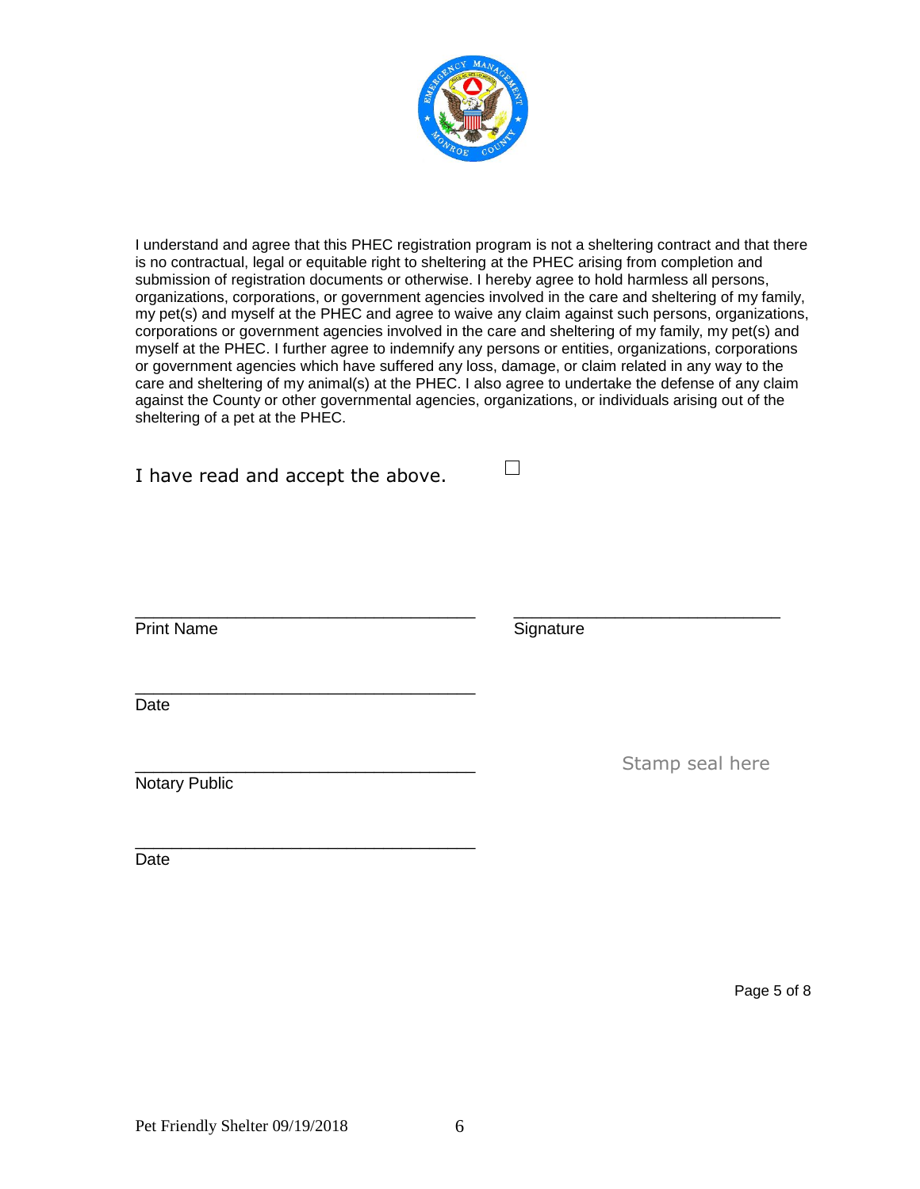I understand and agree that this PHEC registration program is not a sheltering contract and that there is no contractual, legal or equitable right to sheltering at the PHEC arising from completion and submission of registration documents or otherwise. I hereby agree to hold harmless all persons, organizations, corporations, or government agencies involved in the care and sheltering of my family, my pet(s) and myself at the PHEC and agree to waive any claim against such persons, organizations, corporations or government agencies involved in the care and sheltering of my family, my pet(s) and myself at the PHEC. I further agree to indemnify any persons or entities, organizations, corporations or government agencies which have suffered any loss, damage, or claim related in any way to the care and sheltering of my animal(s) at the PHEC. I also agree to undertake the defense of any claim against the County or other governmental agencies, organizations, or individuals arising out of the sheltering of a pet at the PHEC.

I have read and accept the above. ☐

\_\_\_\_\_\_\_\_\_\_\_\_\_\_\_\_\_\_\_\_\_\_\_\_\_\_\_\_\_\_\_\_\_\_\_ Print Name

\_\_\_\_\_\_\_\_\_\_\_\_\_\_\_\_\_\_\_\_\_\_\_\_\_\_\_\_\_\_\_ Signature

\_\_\_\_\_\_\_\_\_\_\_\_\_\_\_\_\_\_\_\_\_\_\_\_\_\_\_\_\_\_\_\_\_\_\_ Date

\_\_\_\_\_\_\_\_\_\_\_\_\_\_\_\_\_\_\_\_\_\_\_\_\_\_\_\_\_\_\_\_\_\_\_ Notary Public

Stamp seal here

\_\_\_\_\_\_\_\_\_\_\_\_\_\_\_\_\_\_\_\_\_\_\_\_\_\_\_\_\_\_\_\_\_\_\_ Date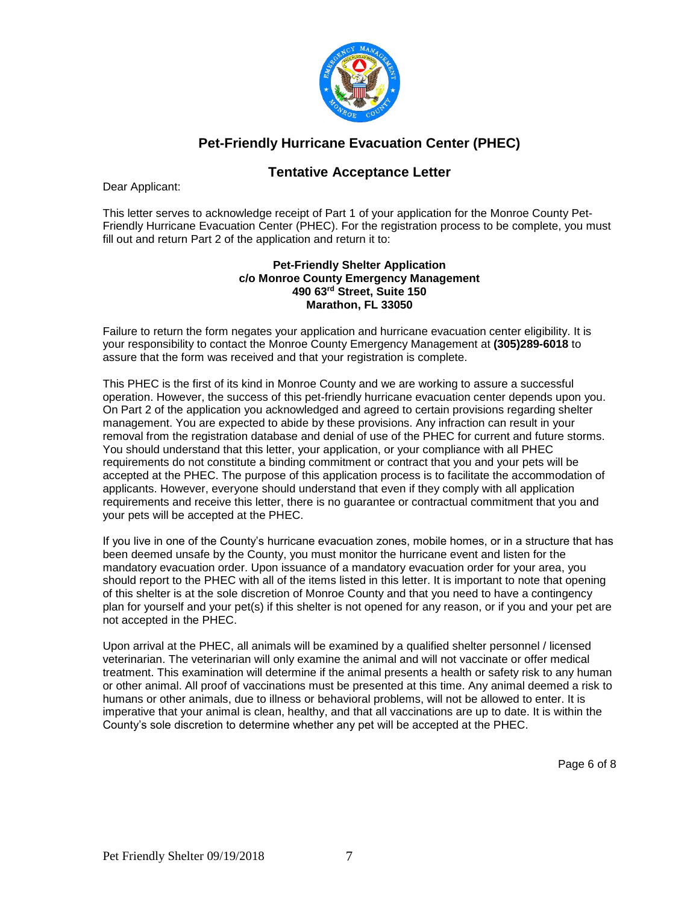## Pet-Friendly Hurricane Evacuation Center (PHEC)

## Tentative Acceptance Letter

Dear Applicant:

This letter serves to acknowledge receipt of Part 1 of your application for the Monroe County Pet-Friendly Hurricane Evacuation Center (PHEC). For the registration process to be complete, you must fill out and return Part 2 of the application and return it to:

**Pet-Friendly Shelter Application**
**c/o Monroe County Emergency Management**
**490 63rd Street, Suite 150**
**Marathon, FL 33050**

Failure to return the form negates your application and hurricane evacuation center eligibility. It is your responsibility to contact the Monroe County Emergency Management at **(305)289-6018** to assure that the form was received and that your registration is complete.

This PHEC is the first of its kind in Monroe County and we are working to assure a successful operation. However, the success of this pet-friendly hurricane evacuation center depends upon you. On Part 2 of the application you acknowledged and agreed to certain provisions regarding shelter management. You are expected to abide by these provisions. Any infraction can result in your removal from the registration database and denial of use of the PHEC for current and future storms. You should understand that this letter, your application, or your compliance with all PHEC requirements do not constitute a binding commitment or contract that you and your pets will be accepted at the PHEC. The purpose of this application process is to facilitate the accommodation of applicants. However, everyone should understand that even if they comply with all application requirements and receive this letter, there is no guarantee or contractual commitment that you and your pets will be accepted at the PHEC.

If you live in one of the County's hurricane evacuation zones, mobile homes, or in a structure that has been deemed unsafe by the County, you must monitor the hurricane event and listen for the mandatory evacuation order. Upon issuance of a mandatory evacuation order for your area, you should report to the PHEC with all of the items listed in this letter. It is important to note that opening of this shelter is at the sole discretion of Monroe County and that you need to have a contingency plan for yourself and your pet(s) if this shelter is not opened for any reason, or if you and your pet are not accepted in the PHEC.

Upon arrival at the PHEC, all animals will be examined by a qualified shelter personnel / licensed veterinarian. The veterinarian will only examine the animal and will not vaccinate or offer medical treatment. This examination will determine if the animal presents a health or safety risk to any human or other animal. All proof of vaccinations must be presented at this time. Any animal deemed a risk to humans or other animals, due to illness or behavioral problems, will not be allowed to enter. It is imperative that your animal is clean, healthy, and that all vaccinations are up to date. It is within the County's sole discretion to determine whether any pet will be accepted at the PHEC.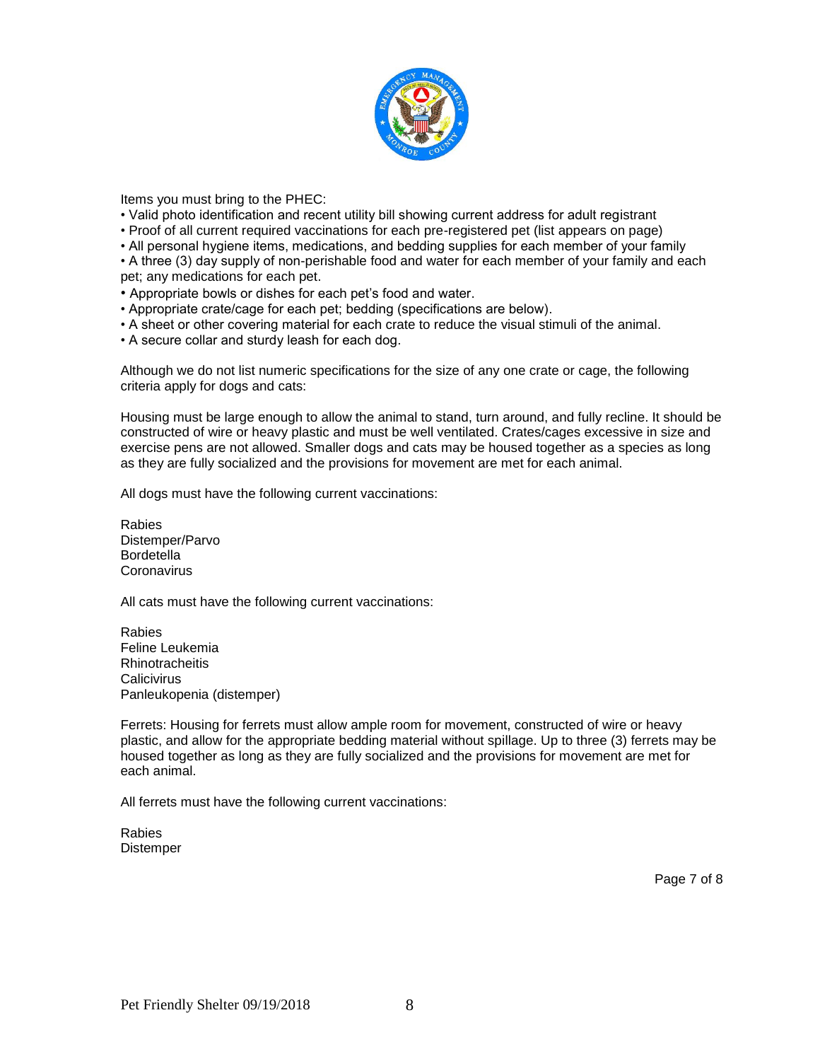Items you must bring to the PHEC:

- Valid photo identification and recent utility bill showing current address for adult registrant
- Proof of all current required vaccinations for each pre-registered pet (list appears on page)
- All personal hygiene items, medications, and bedding supplies for each member of your family
- A three (3) day supply of non-perishable food and water for each member of your family and each pet; any medications for each pet.
- Appropriate bowls or dishes for each pet's food and water.
- Appropriate crate/cage for each pet; bedding (specifications are below).
- A sheet or other covering material for each crate to reduce the visual stimuli of the animal.
- A secure collar and sturdy leash for each dog.

Although we do not list numeric specifications for the size of any one crate or cage, the following criteria apply for dogs and cats:

Housing must be large enough to allow the animal to stand, turn around, and fully recline. It should be constructed of wire or heavy plastic and must be well ventilated. Crates/cages excessive in size and exercise pens are not allowed. Smaller dogs and cats may be housed together as a species as long as they are fully socialized and the provisions for movement are met for each animal.

All dogs must have the following current vaccinations:

Rabies
Distemper/Parvo
Bordetella
Coronavirus

All cats must have the following current vaccinations:

Rabies
Feline Leukemia
Rhinotracheitis
Calicivirus
Panleukopenia (distemper)

Ferrets: Housing for ferrets must allow ample room for movement, constructed of wire or heavy plastic, and allow for the appropriate bedding material without spillage. Up to three (3) ferrets may be housed together as long as they are fully socialized and the provisions for movement are met for each animal.

All ferrets must have the following current vaccinations:

Rabies
Distemper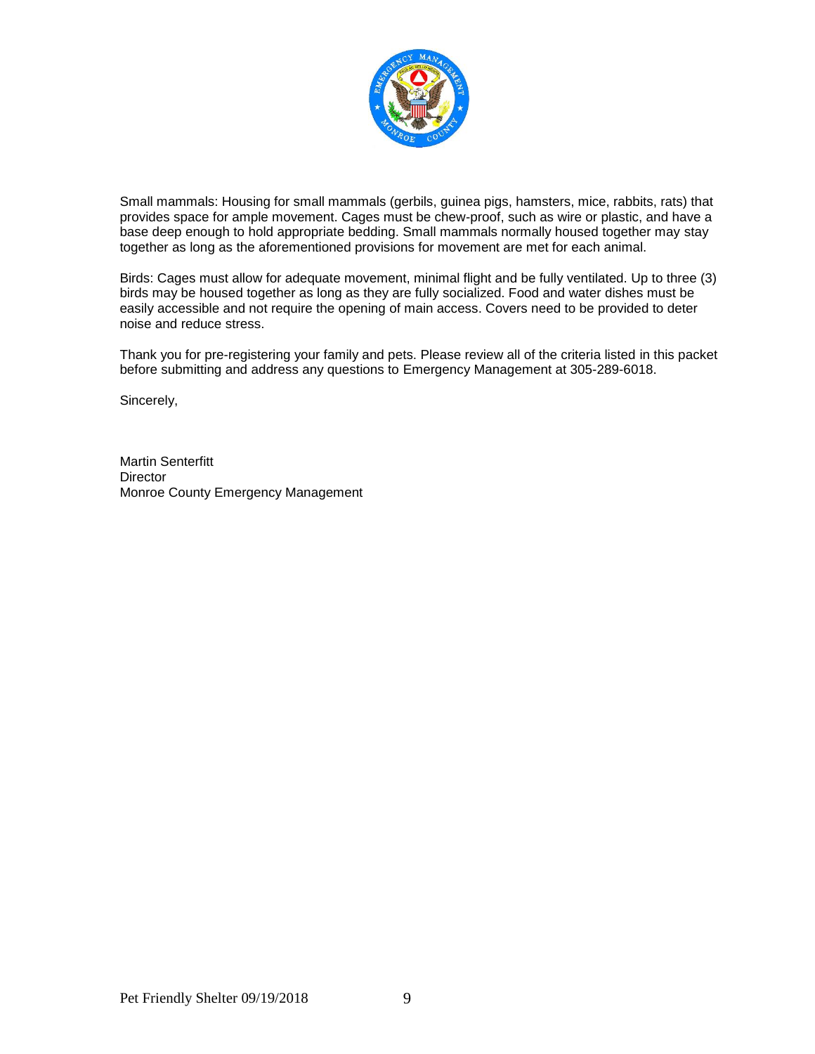Small mammals: Housing for small mammals (gerbils, guinea pigs, hamsters, mice, rabbits, rats) that provides space for ample movement. Cages must be chew-proof, such as wire or plastic, and have a base deep enough to hold appropriate bedding. Small mammals normally housed together may stay together as long as the aforementioned provisions for movement are met for each animal.

Birds: Cages must allow for adequate movement, minimal flight and be fully ventilated. Up to three (3) birds may be housed together as long as they are fully socialized. Food and water dishes must be easily accessible and not require the opening of main access. Covers need to be provided to deter noise and reduce stress.

Thank you for pre-registering your family and pets. Please review all of the criteria listed in this packet before submitting and address any questions to Emergency Management at 305-289-6018.

Sincerely,

Martin Senterfitt  
Director  
Monroe County Emergency Management